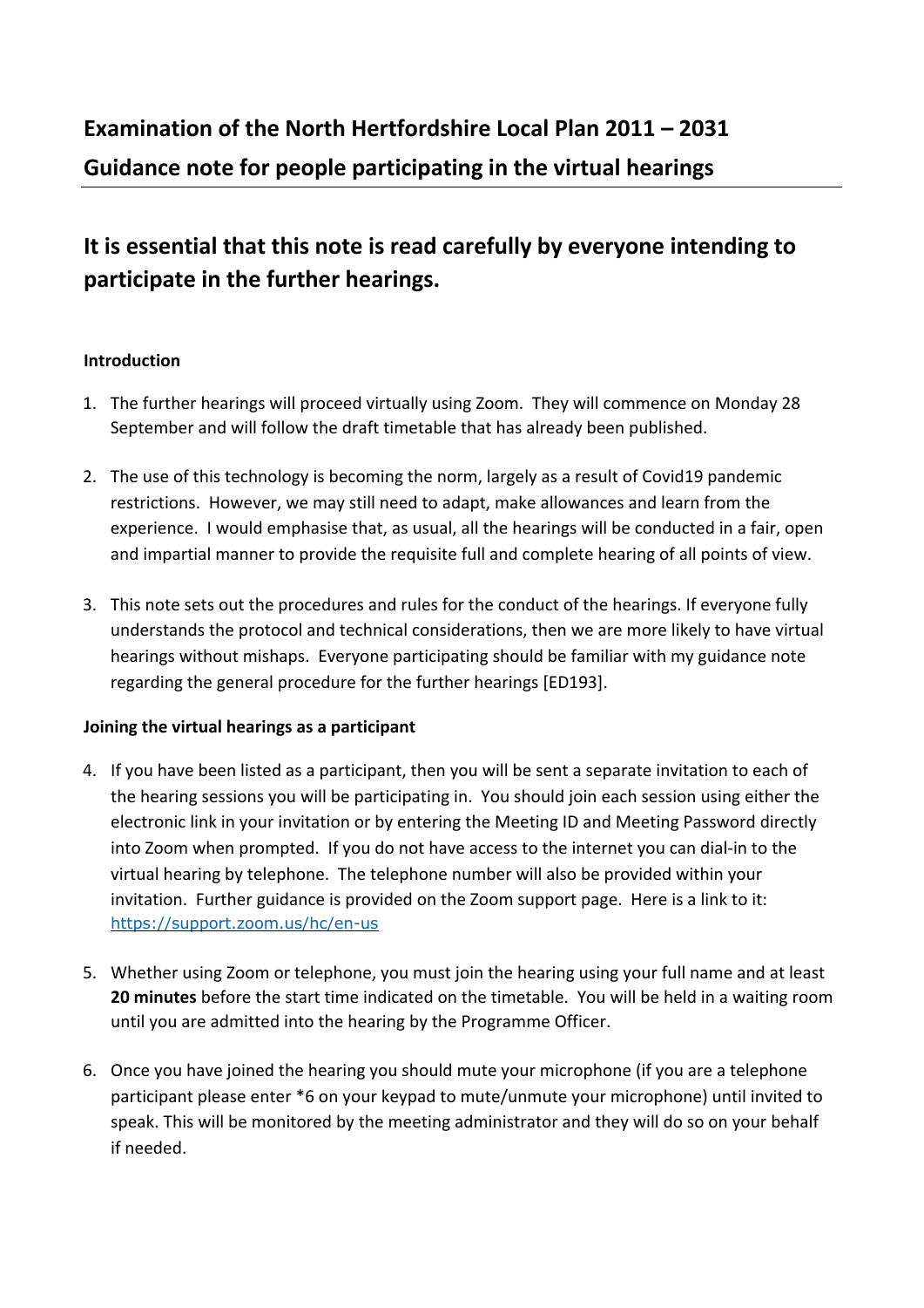# Examination of the North Hertfordshire Local Plan 2011 – 2031
# Guidance note for people participating in the virtual hearings

## It is essential that this note is read carefully by everyone intending to participate in the further hearings.

**Introduction**

1. The further hearings will proceed virtually using Zoom. They will commence on Monday 28 September and will follow the draft timetable that has already been published.

2. The use of this technology is becoming the norm, largely as a result of Covid19 pandemic restrictions. However, we may still need to adapt, make allowances and learn from the experience. I would emphasise that, as usual, all the hearings will be conducted in a fair, open and impartial manner to provide the requisite full and complete hearing of all points of view.

3. This note sets out the procedures and rules for the conduct of the hearings. If everyone fully understands the protocol and technical considerations, then we are more likely to have virtual hearings without mishaps. Everyone participating should be familiar with my guidance note regarding the general procedure for the further hearings [ED193].

**Joining the virtual hearings as a participant**

4. If you have been listed as a participant, then you will be sent a separate invitation to each of the hearing sessions you will be participating in. You should join each session using either the electronic link in your invitation or by entering the Meeting ID and Meeting Password directly into Zoom when prompted. If you do not have access to the internet you can dial-in to the virtual hearing by telephone. The telephone number will also be provided within your invitation. Further guidance is provided on the Zoom support page. Here is a link to it: https://support.zoom.us/hc/en-us

5. Whether using Zoom or telephone, you must join the hearing using your full name and at least **20 minutes** before the start time indicated on the timetable. You will be held in a waiting room until you are admitted into the hearing by the Programme Officer.

6. Once you have joined the hearing you should mute your microphone (if you are a telephone participant please enter *6 on your keypad to mute/unmute your microphone) until invited to speak. This will be monitored by the meeting administrator and they will do so on your behalf if needed.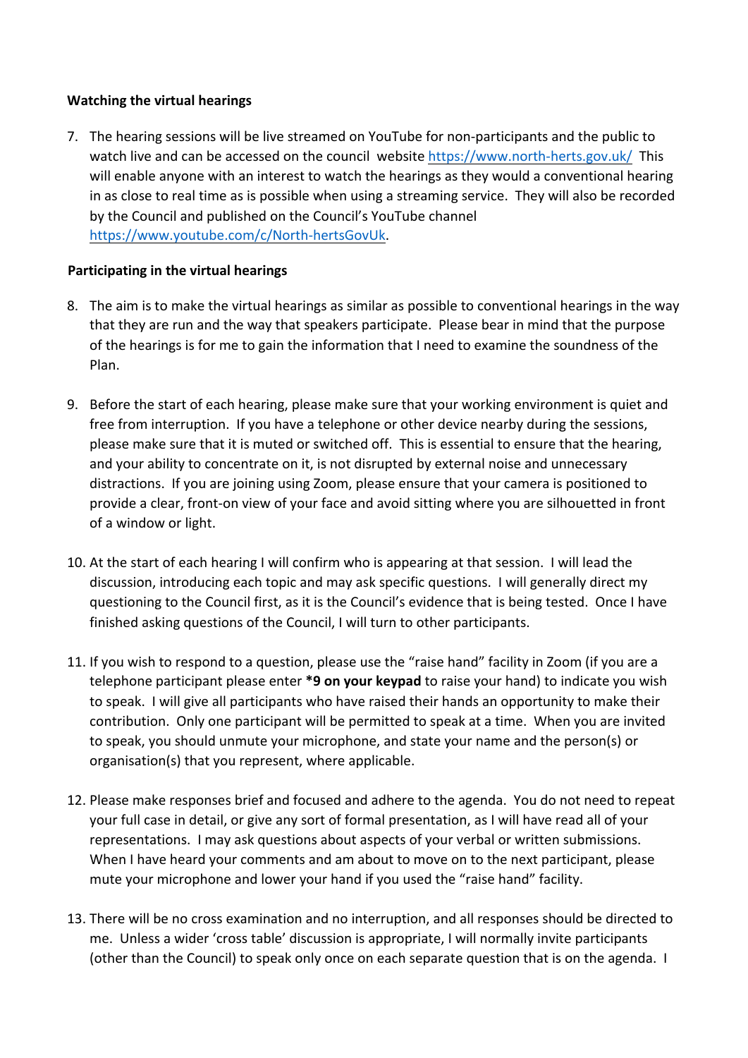**Watching the virtual hearings**

7. The hearing sessions will be live streamed on YouTube for non-participants and the public to watch live and can be accessed on the council website https://www.north-herts.gov.uk/ This will enable anyone with an interest to watch the hearings as they would a conventional hearing in as close to real time as is possible when using a streaming service. They will also be recorded by the Council and published on the Council's YouTube channel https://www.youtube.com/c/North-hertsGovUk.

**Participating in the virtual hearings**

8. The aim is to make the virtual hearings as similar as possible to conventional hearings in the way that they are run and the way that speakers participate. Please bear in mind that the purpose of the hearings is for me to gain the information that I need to examine the soundness of the Plan.

9. Before the start of each hearing, please make sure that your working environment is quiet and free from interruption. If you have a telephone or other device nearby during the sessions, please make sure that it is muted or switched off. This is essential to ensure that the hearing, and your ability to concentrate on it, is not disrupted by external noise and unnecessary distractions. If you are joining using Zoom, please ensure that your camera is positioned to provide a clear, front-on view of your face and avoid sitting where you are silhouetted in front of a window or light.

10. At the start of each hearing I will confirm who is appearing at that session. I will lead the discussion, introducing each topic and may ask specific questions. I will generally direct my questioning to the Council first, as it is the Council's evidence that is being tested. Once I have finished asking questions of the Council, I will turn to other participants.

11. If you wish to respond to a question, please use the "raise hand" facility in Zoom (if you are a telephone participant please enter **\*9 on your keypad** to raise your hand) to indicate you wish to speak. I will give all participants who have raised their hands an opportunity to make their contribution. Only one participant will be permitted to speak at a time. When you are invited to speak, you should unmute your microphone, and state your name and the person(s) or organisation(s) that you represent, where applicable.

12. Please make responses brief and focused and adhere to the agenda. You do not need to repeat your full case in detail, or give any sort of formal presentation, as I will have read all of your representations. I may ask questions about aspects of your verbal or written submissions. When I have heard your comments and am about to move on to the next participant, please mute your microphone and lower your hand if you used the "raise hand" facility.

13. There will be no cross examination and no interruption, and all responses should be directed to me. Unless a wider 'cross table' discussion is appropriate, I will normally invite participants (other than the Council) to speak only once on each separate question that is on the agenda. I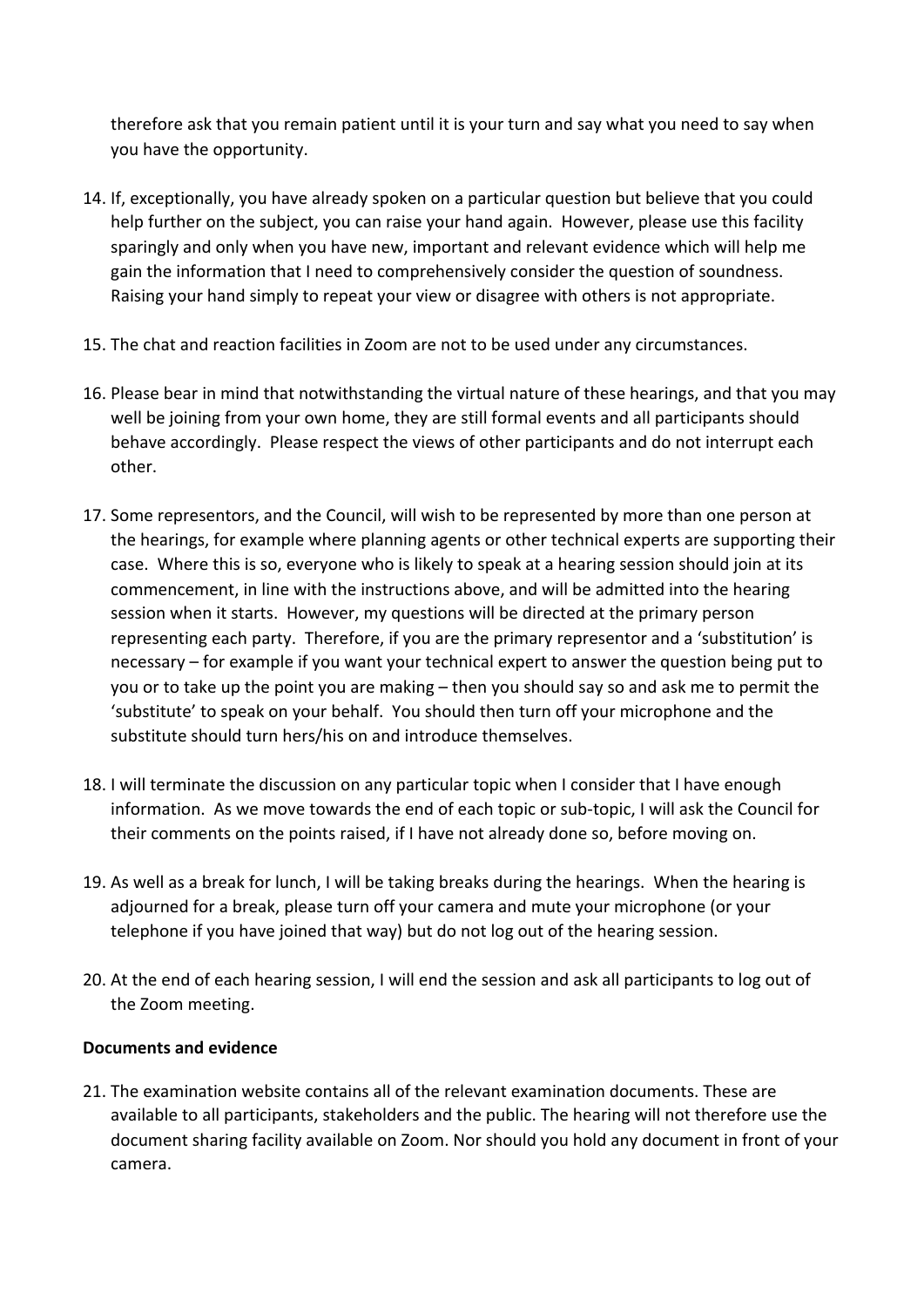therefore ask that you remain patient until it is your turn and say what you need to say when you have the opportunity.

14. If, exceptionally, you have already spoken on a particular question but believe that you could help further on the subject, you can raise your hand again. However, please use this facility sparingly and only when you have new, important and relevant evidence which will help me gain the information that I need to comprehensively consider the question of soundness. Raising your hand simply to repeat your view or disagree with others is not appropriate.

15. The chat and reaction facilities in Zoom are not to be used under any circumstances.

16. Please bear in mind that notwithstanding the virtual nature of these hearings, and that you may well be joining from your own home, they are still formal events and all participants should behave accordingly. Please respect the views of other participants and do not interrupt each other.

17. Some representors, and the Council, will wish to be represented by more than one person at the hearings, for example where planning agents or other technical experts are supporting their case. Where this is so, everyone who is likely to speak at a hearing session should join at its commencement, in line with the instructions above, and will be admitted into the hearing session when it starts. However, my questions will be directed at the primary person representing each party. Therefore, if you are the primary representor and a 'substitution' is necessary – for example if you want your technical expert to answer the question being put to you or to take up the point you are making – then you should say so and ask me to permit the 'substitute' to speak on your behalf. You should then turn off your microphone and the substitute should turn hers/his on and introduce themselves.

18. I will terminate the discussion on any particular topic when I consider that I have enough information. As we move towards the end of each topic or sub-topic, I will ask the Council for their comments on the points raised, if I have not already done so, before moving on.

19. As well as a break for lunch, I will be taking breaks during the hearings. When the hearing is adjourned for a break, please turn off your camera and mute your microphone (or your telephone if you have joined that way) but do not log out of the hearing session.

20. At the end of each hearing session, I will end the session and ask all participants to log out of the Zoom meeting.

**Documents and evidence**

21. The examination website contains all of the relevant examination documents. These are available to all participants, stakeholders and the public. The hearing will not therefore use the document sharing facility available on Zoom. Nor should you hold any document in front of your camera.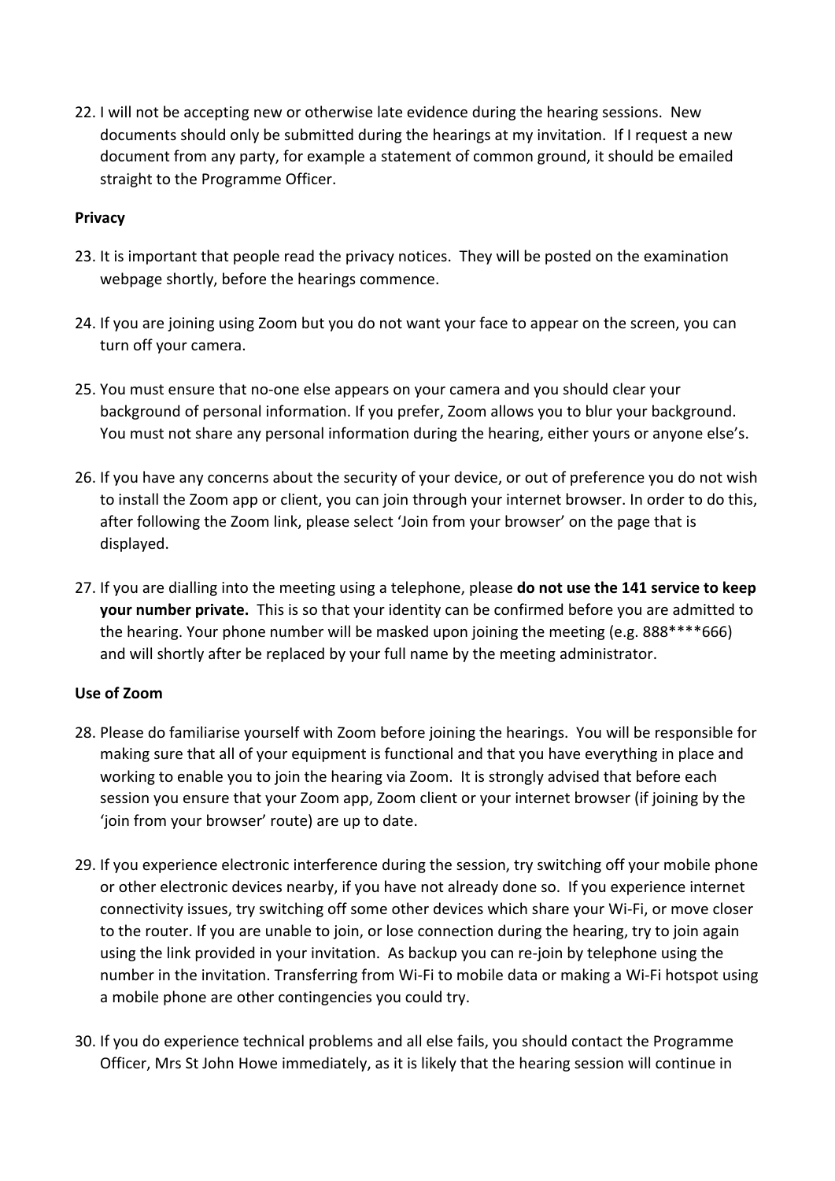22. I will not be accepting new or otherwise late evidence during the hearing sessions. New documents should only be submitted during the hearings at my invitation. If I request a new document from any party, for example a statement of common ground, it should be emailed straight to the Programme Officer.

**Privacy**

23. It is important that people read the privacy notices. They will be posted on the examination webpage shortly, before the hearings commence.

24. If you are joining using Zoom but you do not want your face to appear on the screen, you can turn off your camera.

25. You must ensure that no-one else appears on your camera and you should clear your background of personal information. If you prefer, Zoom allows you to blur your background. You must not share any personal information during the hearing, either yours or anyone else's.

26. If you have any concerns about the security of your device, or out of preference you do not wish to install the Zoom app or client, you can join through your internet browser. In order to do this, after following the Zoom link, please select 'Join from your browser' on the page that is displayed.

27. If you are dialling into the meeting using a telephone, please **do not use the 141 service to keep your number private.** This is so that your identity can be confirmed before you are admitted to the hearing. Your phone number will be masked upon joining the meeting (e.g. 888****666) and will shortly after be replaced by your full name by the meeting administrator.

**Use of Zoom**

28. Please do familiarise yourself with Zoom before joining the hearings. You will be responsible for making sure that all of your equipment is functional and that you have everything in place and working to enable you to join the hearing via Zoom. It is strongly advised that before each session you ensure that your Zoom app, Zoom client or your internet browser (if joining by the 'join from your browser' route) are up to date.

29. If you experience electronic interference during the session, try switching off your mobile phone or other electronic devices nearby, if you have not already done so. If you experience internet connectivity issues, try switching off some other devices which share your Wi-Fi, or move closer to the router. If you are unable to join, or lose connection during the hearing, try to join again using the link provided in your invitation. As backup you can re-join by telephone using the number in the invitation. Transferring from Wi-Fi to mobile data or making a Wi-Fi hotspot using a mobile phone are other contingencies you could try.

30. If you do experience technical problems and all else fails, you should contact the Programme Officer, Mrs St John Howe immediately, as it is likely that the hearing session will continue in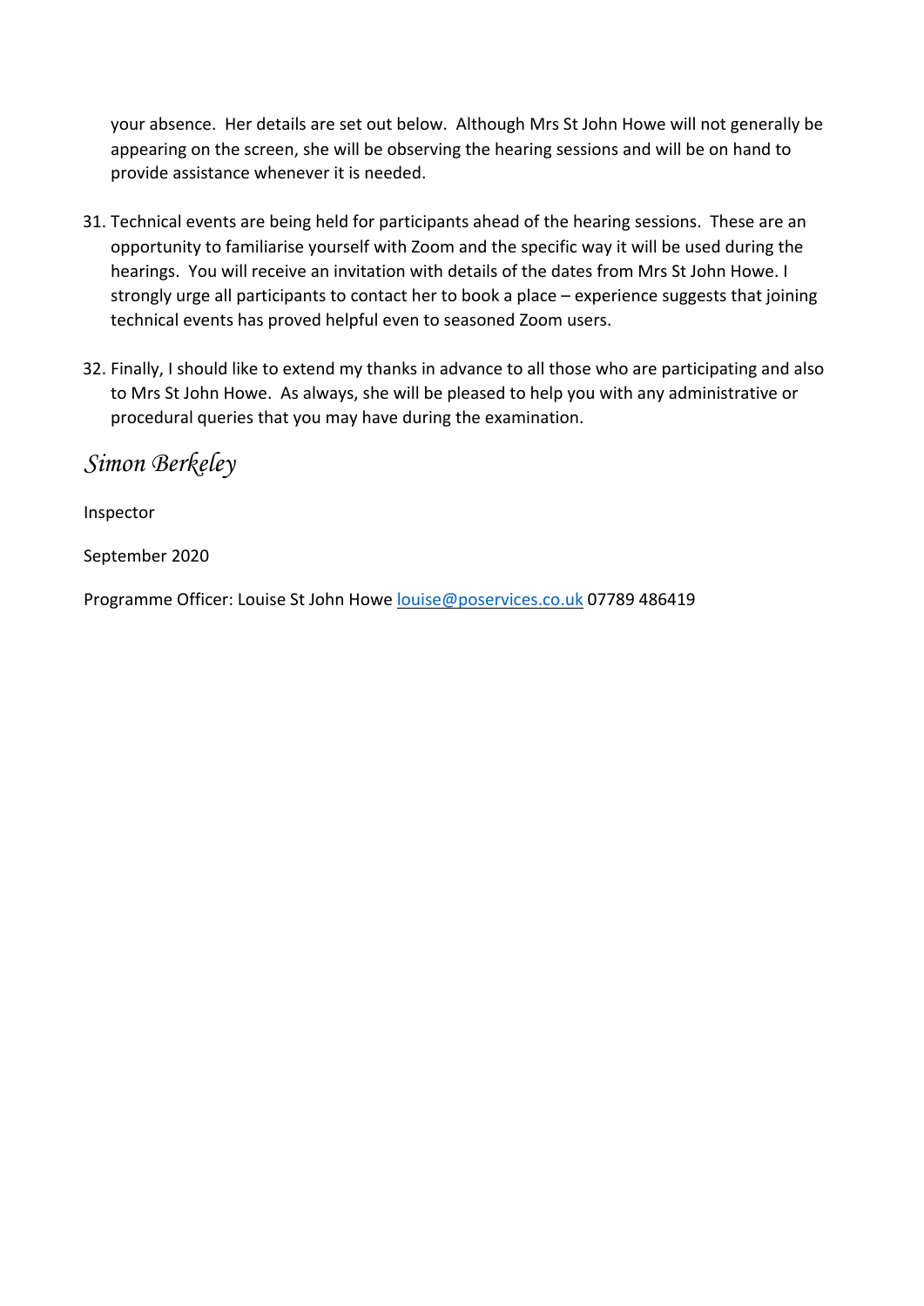your absence. Her details are set out below. Although Mrs St John Howe will not generally be appearing on the screen, she will be observing the hearing sessions and will be on hand to provide assistance whenever it is needed.

31. Technical events are being held for participants ahead of the hearing sessions. These are an opportunity to familiarise yourself with Zoom and the specific way it will be used during the hearings. You will receive an invitation with details of the dates from Mrs St John Howe. I strongly urge all participants to contact her to book a place – experience suggests that joining technical events has proved helpful even to seasoned Zoom users.

32. Finally, I should like to extend my thanks in advance to all those who are participating and also to Mrs St John Howe. As always, she will be pleased to help you with any administrative or procedural queries that you may have during the examination.

*Simon Berkeley*

Inspector

September 2020

Programme Officer: Louise St John Howe louise@poservices.co.uk 07789 486419